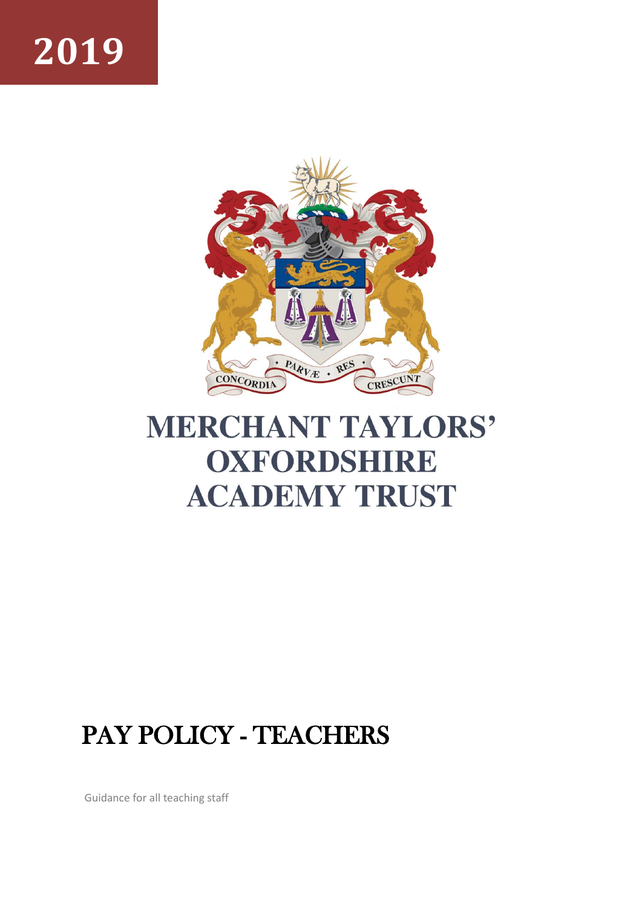2019

# MERCHANT TAYLORS' OXFORDSHIRE ACADEMY TRUST

## PAY POLICY - TEACHERS

Guidance for all teaching staff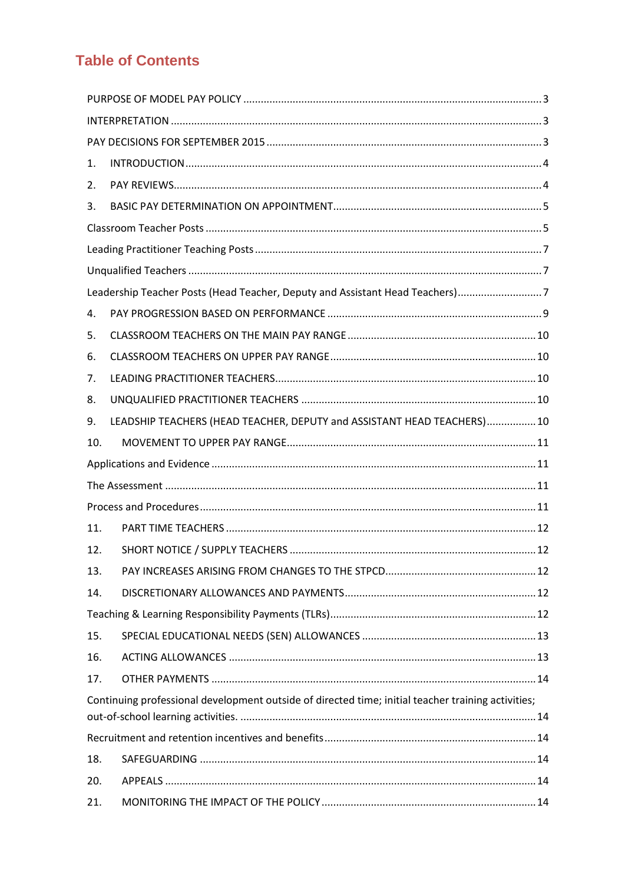# Table of Contents

| | |
|---|---|
| PURPOSE OF MODEL PAY POLICY | 3 |
| INTERPRETATION | 3 |
| PAY DECISIONS FOR SEPTEMBER 2015 | 3 |
| 1. INTRODUCTION | 4 |
| 2. PAY REVIEWS | 4 |
| 3. BASIC PAY DETERMINATION ON APPOINTMENT | 5 |
| Classroom Teacher Posts | 5 |
| Leading Practitioner Teaching Posts | 7 |
| Unqualified Teachers | 7 |
| Leadership Teacher Posts (Head Teacher, Deputy and Assistant Head Teachers) | 7 |
| 4. PAY PROGRESSION BASED ON PERFORMANCE | 9 |
| 5. CLASSROOM TEACHERS ON THE MAIN PAY RANGE | 10 |
| 6. CLASSROOM TEACHERS ON UPPER PAY RANGE | 10 |
| 7. LEADING PRACTITIONER TEACHERS | 10 |
| 8. UNQUALIFIED PRACTITIONER TEACHERS | 10 |
| 9. LEADSHIP TEACHERS (HEAD TEACHER, DEPUTY and ASSISTANT HEAD TEACHERS) | 10 |
| 10. MOVEMENT TO UPPER PAY RANGE | 11 |
| Applications and Evidence | 11 |
| The Assessment | 11 |
| Process and Procedures | 11 |
| 11. PART TIME TEACHERS | 12 |
| 12. SHORT NOTICE / SUPPLY TEACHERS | 12 |
| 13. PAY INCREASES ARISING FROM CHANGES TO THE STPCD | 12 |
| 14. DISCRETIONARY ALLOWANCES AND PAYMENTS | 12 |
| Teaching & Learning Responsibility Payments (TLRs) | 12 |
| 15. SPECIAL EDUCATIONAL NEEDS (SEN) ALLOWANCES | 13 |
| 16. ACTING ALLOWANCES | 13 |
| 17. OTHER PAYMENTS | 14 |
| Continuing professional development outside of directed time; initial teacher training activities; out-of-school learning activities. | 14 |
| Recruitment and retention incentives and benefits | 14 |
| 18. SAFEGUARDING | 14 |
| 20. APPEALS | 14 |
| 21. MONITORING THE IMPACT OF THE POLICY | 14 |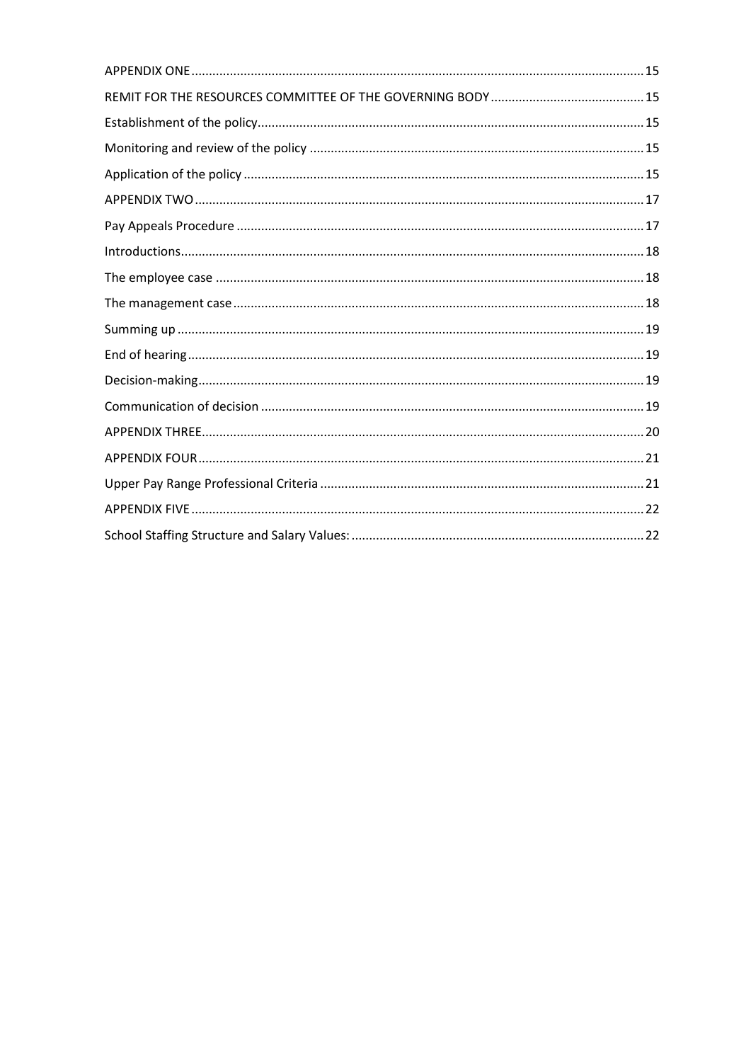APPENDIX ONE .......... 15

REMIT FOR THE RESOURCES COMMITTEE OF THE GOVERNING BODY .......... 15

Establishment of the policy .......... 15

Monitoring and review of the policy .......... 15

Application of the policy .......... 15

APPENDIX TWO .......... 17

Pay Appeals Procedure .......... 17

Introductions .......... 18

The employee case .......... 18

The management case .......... 18

Summing up .......... 19

End of hearing .......... 19

Decision-making .......... 19

Communication of decision .......... 19

APPENDIX THREE .......... 20

APPENDIX FOUR .......... 21

Upper Pay Range Professional Criteria .......... 21

APPENDIX FIVE .......... 22

School Staffing Structure and Salary Values: .......... 22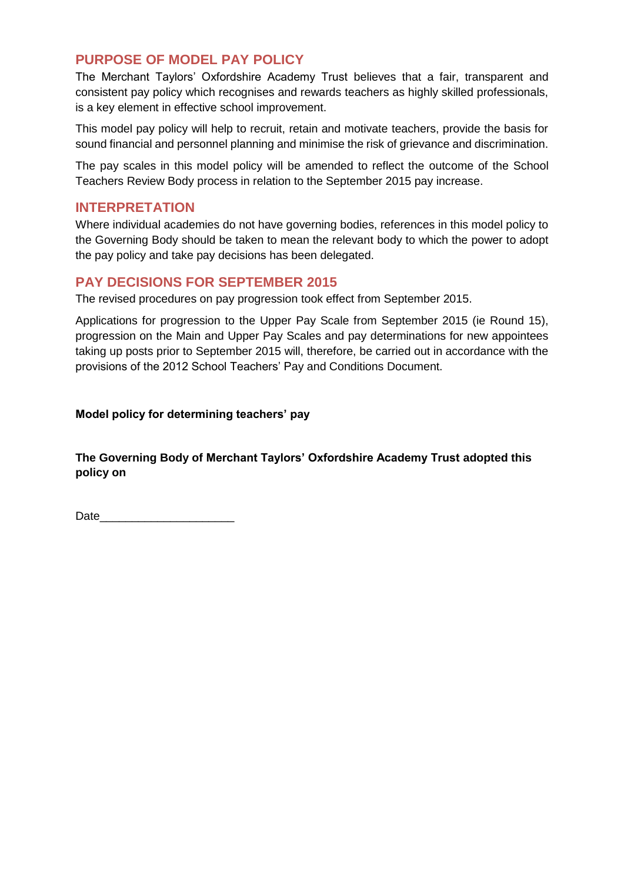## PURPOSE OF MODEL PAY POLICY

The Merchant Taylors' Oxfordshire Academy Trust believes that a fair, transparent and consistent pay policy which recognises and rewards teachers as highly skilled professionals, is a key element in effective school improvement.

This model pay policy will help to recruit, retain and motivate teachers, provide the basis for sound financial and personnel planning and minimise the risk of grievance and discrimination.

The pay scales in this model policy will be amended to reflect the outcome of the School Teachers Review Body process in relation to the September 2015 pay increase.

## INTERPRETATION

Where individual academies do not have governing bodies, references in this model policy to the Governing Body should be taken to mean the relevant body to which the power to adopt the pay policy and take pay decisions has been delegated.

## PAY DECISIONS FOR SEPTEMBER 2015

The revised procedures on pay progression took effect from September 2015.

Applications for progression to the Upper Pay Scale from September 2015 (ie Round 15), progression on the Main and Upper Pay Scales and pay determinations for new appointees taking up posts prior to September 2015 will, therefore, be carried out in accordance with the provisions of the 2012 School Teachers' Pay and Conditions Document.

**Model policy for determining teachers' pay**

**The Governing Body of Merchant Taylors' Oxfordshire Academy Trust adopted this policy on**

Date____________________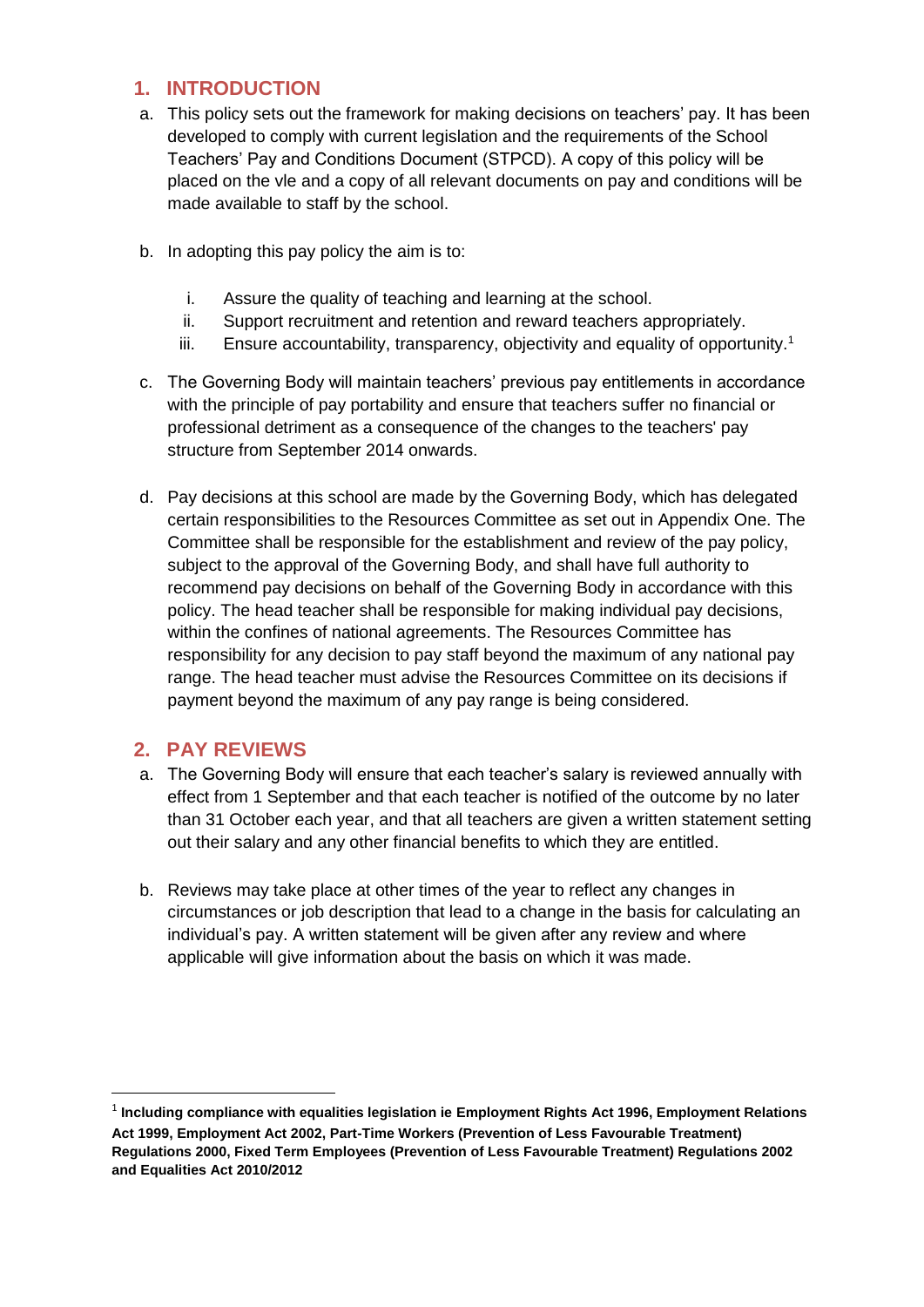## 1. INTRODUCTION

a. This policy sets out the framework for making decisions on teachers' pay. It has been developed to comply with current legislation and the requirements of the School Teachers' Pay and Conditions Document (STPCD). A copy of this policy will be placed on the vle and a copy of all relevant documents on pay and conditions will be made available to staff by the school.

b. In adopting this pay policy the aim is to:

   i. Assure the quality of teaching and learning at the school.
   ii. Support recruitment and retention and reward teachers appropriately.
   iii. Ensure accountability, transparency, objectivity and equality of opportunity.[1]

c. The Governing Body will maintain teachers' previous pay entitlements in accordance with the principle of pay portability and ensure that teachers suffer no financial or professional detriment as a consequence of the changes to the teachers' pay structure from September 2014 onwards.

d. Pay decisions at this school are made by the Governing Body, which has delegated certain responsibilities to the Resources Committee as set out in Appendix One. The Committee shall be responsible for the establishment and review of the pay policy, subject to the approval of the Governing Body, and shall have full authority to recommend pay decisions on behalf of the Governing Body in accordance with this policy. The head teacher shall be responsible for making individual pay decisions, within the confines of national agreements. The Resources Committee has responsibility for any decision to pay staff beyond the maximum of any national pay range. The head teacher must advise the Resources Committee on its decisions if payment beyond the maximum of any pay range is being considered.

## 2. PAY REVIEWS

a. The Governing Body will ensure that each teacher's salary is reviewed annually with effect from 1 September and that each teacher is notified of the outcome by no later than 31 October each year, and that all teachers are given a written statement setting out their salary and any other financial benefits to which they are entitled.

b. Reviews may take place at other times of the year to reflect any changes in circumstances or job description that lead to a change in the basis for calculating an individual's pay. A written statement will be given after any review and where applicable will give information about the basis on which it was made.

---

[1] **Including compliance with equalities legislation ie Employment Rights Act 1996, Employment Relations Act 1999, Employment Act 2002, Part-Time Workers (Prevention of Less Favourable Treatment) Regulations 2000, Fixed Term Employees (Prevention of Less Favourable Treatment) Regulations 2002 and Equalities Act 2010/2012**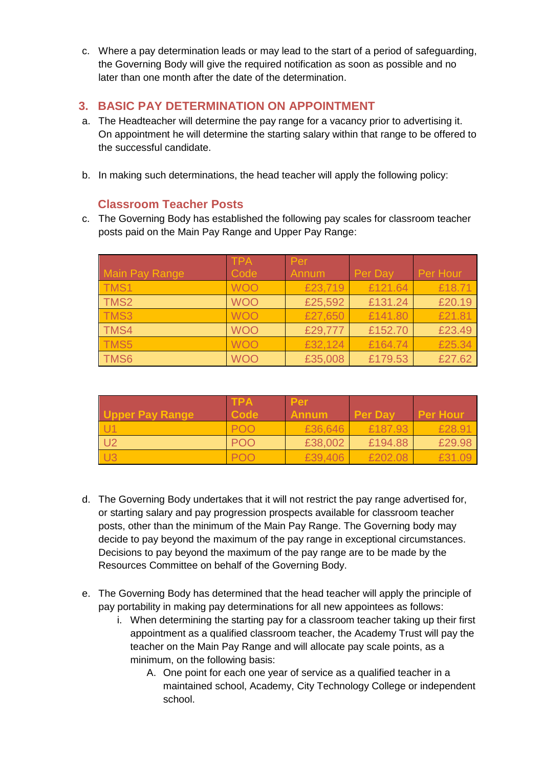c. Where a pay determination leads or may lead to the start of a period of safeguarding, the Governing Body will give the required notification as soon as possible and no later than one month after the date of the determination.

## 3. BASIC PAY DETERMINATION ON APPOINTMENT

a. The Headteacher will determine the pay range for a vacancy prior to advertising it. On appointment he will determine the starting salary within that range to be offered to the successful candidate.

b. In making such determinations, the head teacher will apply the following policy:

### Classroom Teacher Posts

c. The Governing Body has established the following pay scales for classroom teacher posts paid on the Main Pay Range and Upper Pay Range:

| Main Pay Range | TPA Code | Per Annum | Per Day | Per Hour |
|---|---|---|---|---|
| TMS1 | WOO | £23,719 | £121.64 | £18.71 |
| TMS2 | WOO | £25,592 | £131.24 | £20.19 |
| TMS3 | WOO | £27,650 | £141.80 | £21.81 |
| TMS4 | WOO | £29,777 | £152.70 | £23.49 |
| TMS5 | WOO | £32,124 | £164.74 | £25.34 |
| TMS6 | WOO | £35,008 | £179.53 | £27.62 |

| Upper Pay Range | TPA Code | Per Annum | Per Day | Per Hour |
|---|---|---|---|---|
| U1 | POO | £36,646 | £187.93 | £28.91 |
| U2 | POO | £38,002 | £194.88 | £29.98 |
| U3 | POO | £39,406 | £202.08 | £31.09 |

d. The Governing Body undertakes that it will not restrict the pay range advertised for, or starting salary and pay progression prospects available for classroom teacher posts, other than the minimum of the Main Pay Range. The Governing body may decide to pay beyond the maximum of the pay range in exceptional circumstances. Decisions to pay beyond the maximum of the pay range are to be made by the Resources Committee on behalf of the Governing Body.

e. The Governing Body has determined that the head teacher will apply the principle of pay portability in making pay determinations for all new appointees as follows:

   i. When determining the starting pay for a classroom teacher taking up their first appointment as a qualified classroom teacher, the Academy Trust will pay the teacher on the Main Pay Range and will allocate pay scale points, as a minimum, on the following basis:

      A. One point for each one year of service as a qualified teacher in a maintained school, Academy, City Technology College or independent school.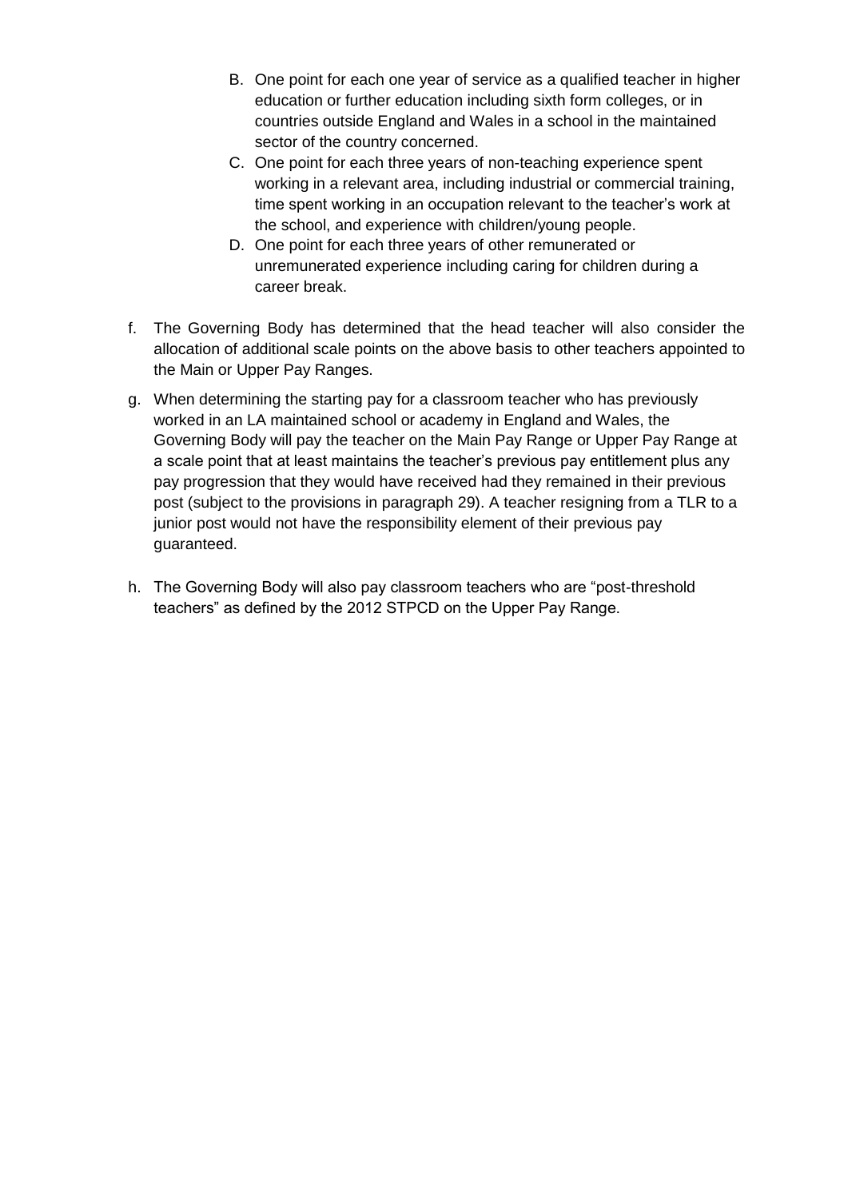B. One point for each one year of service as a qualified teacher in higher education or further education including sixth form colleges, or in countries outside England and Wales in a school in the maintained sector of the country concerned.
C. One point for each three years of non-teaching experience spent working in a relevant area, including industrial or commercial training, time spent working in an occupation relevant to the teacher's work at the school, and experience with children/young people.
D. One point for each three years of other remunerated or unremunerated experience including caring for children during a career break.

f. The Governing Body has determined that the head teacher will also consider the allocation of additional scale points on the above basis to other teachers appointed to the Main or Upper Pay Ranges.

g. When determining the starting pay for a classroom teacher who has previously worked in an LA maintained school or academy in England and Wales, the Governing Body will pay the teacher on the Main Pay Range or Upper Pay Range at a scale point that at least maintains the teacher's previous pay entitlement plus any pay progression that they would have received had they remained in their previous post (subject to the provisions in paragraph 29). A teacher resigning from a TLR to a junior post would not have the responsibility element of their previous pay guaranteed.

h. The Governing Body will also pay classroom teachers who are "post-threshold teachers" as defined by the 2012 STPCD on the Upper Pay Range.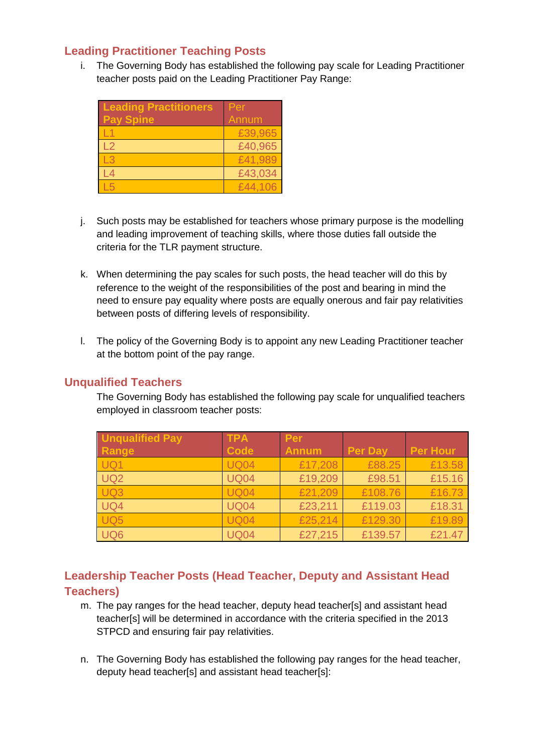## Leading Practitioner Teaching Posts

i. The Governing Body has established the following pay scale for Leading Practitioner teacher posts paid on the Leading Practitioner Pay Range:

| Leading Practitioners Pay Spine | Per Annum |
|---|---|
| L1 | £39,965 |
| L2 | £40,965 |
| L3 | £41,989 |
| L4 | £43,034 |
| L5 | £44,106 |

j. Such posts may be established for teachers whose primary purpose is the modelling and leading improvement of teaching skills, where those duties fall outside the criteria for the TLR payment structure.

k. When determining the pay scales for such posts, the head teacher will do this by reference to the weight of the responsibilities of the post and bearing in mind the need to ensure pay equality where posts are equally onerous and fair pay relativities between posts of differing levels of responsibility.

l. The policy of the Governing Body is to appoint any new Leading Practitioner teacher at the bottom point of the pay range.

## Unqualified Teachers

The Governing Body has established the following pay scale for unqualified teachers employed in classroom teacher posts:

| Unqualified Pay Range | TPA Code | Per Annum | Per Day | Per Hour |
|---|---|---|---|---|
| UQ1 | UQ04 | £17,208 | £88.25 | £13.58 |
| UQ2 | UQ04 | £19,209 | £98.51 | £15.16 |
| UQ3 | UQ04 | £21,209 | £108.76 | £16.73 |
| UQ4 | UQ04 | £23,211 | £119.03 | £18.31 |
| UQ5 | UQ04 | £25,214 | £129.30 | £19.89 |
| UQ6 | UQ04 | £27,215 | £139.57 | £21.47 |

## Leadership Teacher Posts (Head Teacher, Deputy and Assistant Head Teachers)

m. The pay ranges for the head teacher, deputy head teacher[s] and assistant head teacher[s] will be determined in accordance with the criteria specified in the 2013 STPCD and ensuring fair pay relativities.

n. The Governing Body has established the following pay ranges for the head teacher, deputy head teacher[s] and assistant head teacher[s]: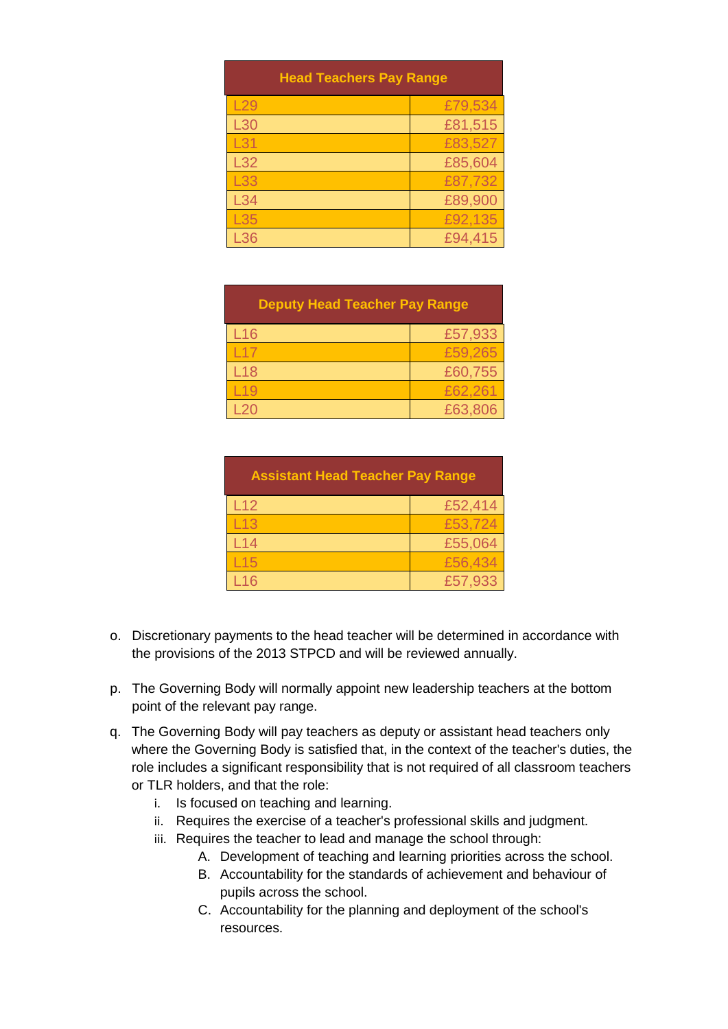| Head Teachers Pay Range | |
|---|---|
| L29 | £79,534 |
| L30 | £81,515 |
| L31 | £83,527 |
| L32 | £85,604 |
| L33 | £87,732 |
| L34 | £89,900 |
| L35 | £92,135 |
| L36 | £94,415 |

| Deputy Head Teacher Pay Range | |
|---|---|
| L16 | £57,933 |
| L17 | £59,265 |
| L18 | £60,755 |
| L19 | £62,261 |
| L20 | £63,806 |

| Assistant Head Teacher Pay Range | |
|---|---|
| L12 | £52,414 |
| L13 | £53,724 |
| L14 | £55,064 |
| L15 | £56,434 |
| L16 | £57,933 |

o. Discretionary payments to the head teacher will be determined in accordance with the provisions of the 2013 STPCD and will be reviewed annually.

p. The Governing Body will normally appoint new leadership teachers at the bottom point of the relevant pay range.

q. The Governing Body will pay teachers as deputy or assistant head teachers only where the Governing Body is satisfied that, in the context of the teacher's duties, the role includes a significant responsibility that is not required of all classroom teachers or TLR holders, and that the role:
   i. Is focused on teaching and learning.
   ii. Requires the exercise of a teacher's professional skills and judgment.
   iii. Requires the teacher to lead and manage the school through:
      A. Development of teaching and learning priorities across the school.
      B. Accountability for the standards of achievement and behaviour of pupils across the school.
      C. Accountability for the planning and deployment of the school's resources.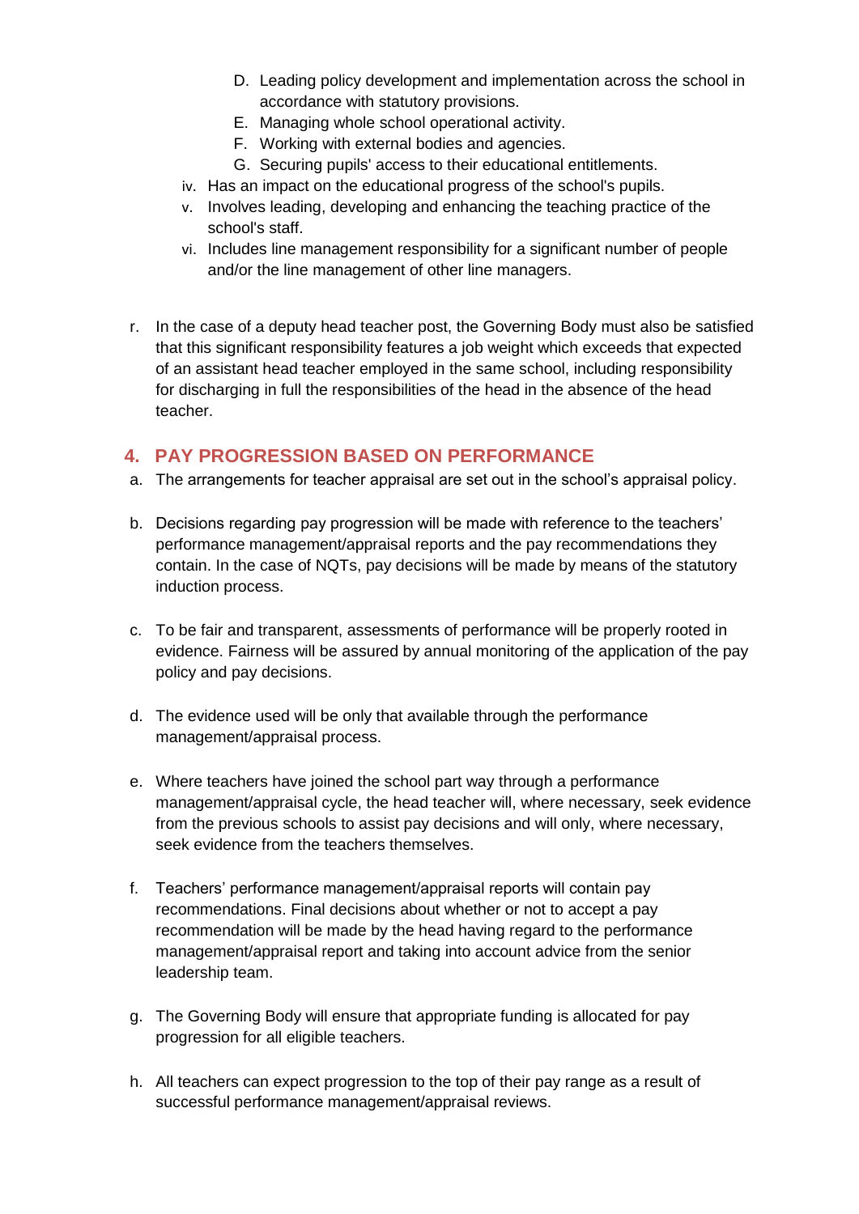D. Leading policy development and implementation across the school in accordance with statutory provisions.
   E. Managing whole school operational activity.
   F. Working with external bodies and agencies.
   G. Securing pupils' access to their educational entitlements.

  iv. Has an impact on the educational progress of the school's pupils.

  v. Involves leading, developing and enhancing the teaching practice of the school's staff.

  vi. Includes line management responsibility for a significant number of people and/or the line management of other line managers.

r. In the case of a deputy head teacher post, the Governing Body must also be satisfied that this significant responsibility features a job weight which exceeds that expected of an assistant head teacher employed in the same school, including responsibility for discharging in full the responsibilities of the head in the absence of the head teacher.

## 4. PAY PROGRESSION BASED ON PERFORMANCE

a. The arrangements for teacher appraisal are set out in the school's appraisal policy.

b. Decisions regarding pay progression will be made with reference to the teachers' performance management/appraisal reports and the pay recommendations they contain. In the case of NQTs, pay decisions will be made by means of the statutory induction process.

c. To be fair and transparent, assessments of performance will be properly rooted in evidence. Fairness will be assured by annual monitoring of the application of the pay policy and pay decisions.

d. The evidence used will be only that available through the performance management/appraisal process.

e. Where teachers have joined the school part way through a performance management/appraisal cycle, the head teacher will, where necessary, seek evidence from the previous schools to assist pay decisions and will only, where necessary, seek evidence from the teachers themselves.

f. Teachers' performance management/appraisal reports will contain pay recommendations. Final decisions about whether or not to accept a pay recommendation will be made by the head having regard to the performance management/appraisal report and taking into account advice from the senior leadership team.

g. The Governing Body will ensure that appropriate funding is allocated for pay progression for all eligible teachers.

h. All teachers can expect progression to the top of their pay range as a result of successful performance management/appraisal reviews.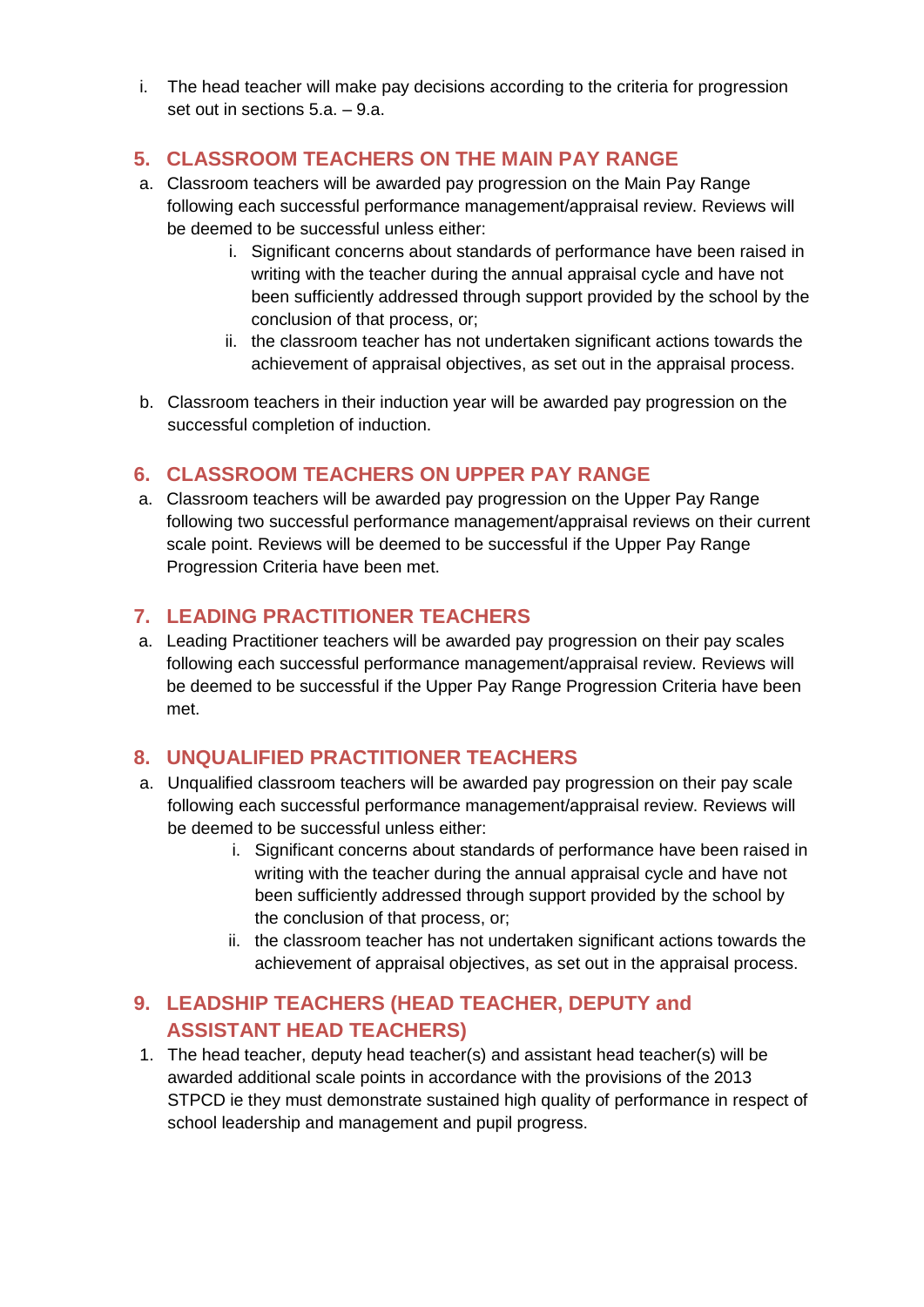i. The head teacher will make pay decisions according to the criteria for progression set out in sections 5.a. – 9.a.

## 5. CLASSROOM TEACHERS ON THE MAIN PAY RANGE

a. Classroom teachers will be awarded pay progression on the Main Pay Range following each successful performance management/appraisal review. Reviews will be deemed to be successful unless either:
   i. Significant concerns about standards of performance have been raised in writing with the teacher during the annual appraisal cycle and have not been sufficiently addressed through support provided by the school by the conclusion of that process, or;
   ii. the classroom teacher has not undertaken significant actions towards the achievement of appraisal objectives, as set out in the appraisal process.

b. Classroom teachers in their induction year will be awarded pay progression on the successful completion of induction.

## 6. CLASSROOM TEACHERS ON UPPER PAY RANGE

a. Classroom teachers will be awarded pay progression on the Upper Pay Range following two successful performance management/appraisal reviews on their current scale point. Reviews will be deemed to be successful if the Upper Pay Range Progression Criteria have been met.

## 7. LEADING PRACTITIONER TEACHERS

a. Leading Practitioner teachers will be awarded pay progression on their pay scales following each successful performance management/appraisal review. Reviews will be deemed to be successful if the Upper Pay Range Progression Criteria have been met.

## 8. UNQUALIFIED PRACTITIONER TEACHERS

a. Unqualified classroom teachers will be awarded pay progression on their pay scale following each successful performance management/appraisal review. Reviews will be deemed to be successful unless either:
   i. Significant concerns about standards of performance have been raised in writing with the teacher during the annual appraisal cycle and have not been sufficiently addressed through support provided by the school by the conclusion of that process, or;
   ii. the classroom teacher has not undertaken significant actions towards the achievement of appraisal objectives, as set out in the appraisal process.

## 9. LEADSHIP TEACHERS (HEAD TEACHER, DEPUTY and ASSISTANT HEAD TEACHERS)

1. The head teacher, deputy head teacher(s) and assistant head teacher(s) will be awarded additional scale points in accordance with the provisions of the 2013 STPCD ie they must demonstrate sustained high quality of performance in respect of school leadership and management and pupil progress.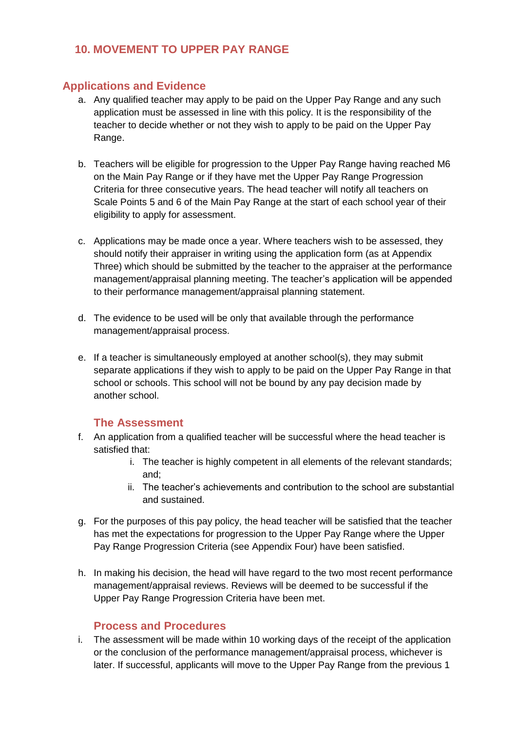## 10. MOVEMENT TO UPPER PAY RANGE

### Applications and Evidence

a. Any qualified teacher may apply to be paid on the Upper Pay Range and any such application must be assessed in line with this policy. It is the responsibility of the teacher to decide whether or not they wish to apply to be paid on the Upper Pay Range.

b. Teachers will be eligible for progression to the Upper Pay Range having reached M6 on the Main Pay Range or if they have met the Upper Pay Range Progression Criteria for three consecutive years. The head teacher will notify all teachers on Scale Points 5 and 6 of the Main Pay Range at the start of each school year of their eligibility to apply for assessment.

c. Applications may be made once a year. Where teachers wish to be assessed, they should notify their appraiser in writing using the application form (as at Appendix Three) which should be submitted by the teacher to the appraiser at the performance management/appraisal planning meeting. The teacher's application will be appended to their performance management/appraisal planning statement.

d. The evidence to be used will be only that available through the performance management/appraisal process.

e. If a teacher is simultaneously employed at another school(s), they may submit separate applications if they wish to apply to be paid on the Upper Pay Range in that school or schools. This school will not be bound by any pay decision made by another school.

### The Assessment

f. An application from a qualified teacher will be successful where the head teacher is satisfied that:
   i. The teacher is highly competent in all elements of the relevant standards; and;
   ii. The teacher's achievements and contribution to the school are substantial and sustained.

g. For the purposes of this pay policy, the head teacher will be satisfied that the teacher has met the expectations for progression to the Upper Pay Range where the Upper Pay Range Progression Criteria (see Appendix Four) have been satisfied.

h. In making his decision, the head will have regard to the two most recent performance management/appraisal reviews. Reviews will be deemed to be successful if the Upper Pay Range Progression Criteria have been met.

### Process and Procedures

i. The assessment will be made within 10 working days of the receipt of the application or the conclusion of the performance management/appraisal process, whichever is later. If successful, applicants will move to the Upper Pay Range from the previous 1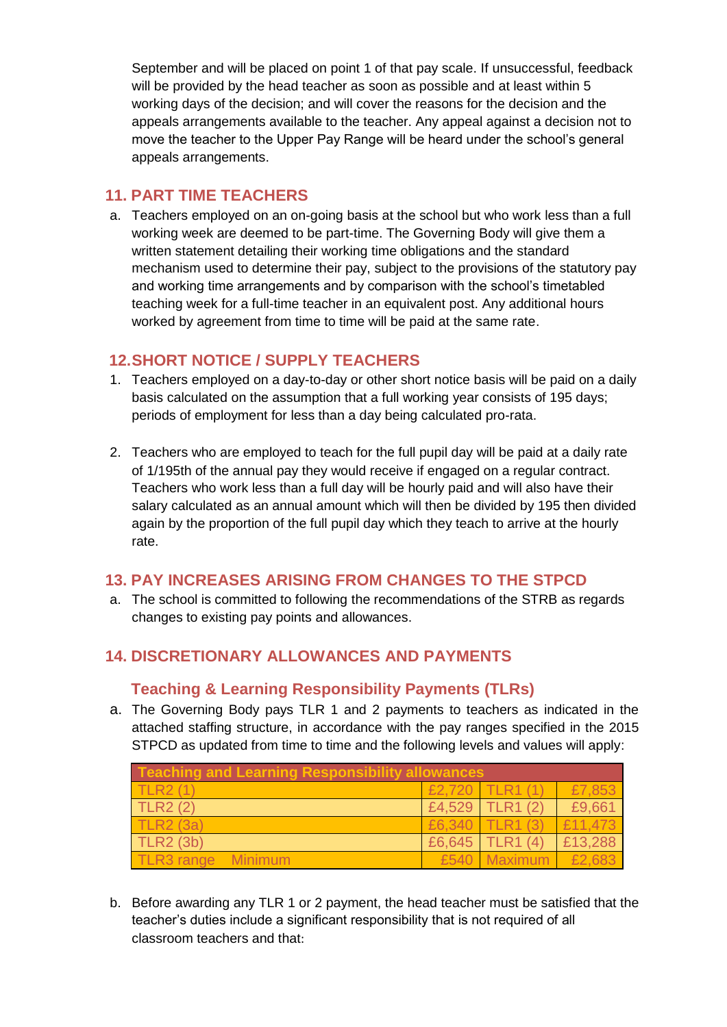September and will be placed on point 1 of that pay scale. If unsuccessful, feedback will be provided by the head teacher as soon as possible and at least within 5 working days of the decision; and will cover the reasons for the decision and the appeals arrangements available to the teacher. Any appeal against a decision not to move the teacher to the Upper Pay Range will be heard under the school's general appeals arrangements.

## 11. PART TIME TEACHERS

a. Teachers employed on an on-going basis at the school but who work less than a full working week are deemed to be part-time. The Governing Body will give them a written statement detailing their working time obligations and the standard mechanism used to determine their pay, subject to the provisions of the statutory pay and working time arrangements and by comparison with the school's timetabled teaching week for a full-time teacher in an equivalent post. Any additional hours worked by agreement from time to time will be paid at the same rate.

## 12. SHORT NOTICE / SUPPLY TEACHERS

1. Teachers employed on a day-to-day or other short notice basis will be paid on a daily basis calculated on the assumption that a full working year consists of 195 days; periods of employment for less than a day being calculated pro-rata.

2. Teachers who are employed to teach for the full pupil day will be paid at a daily rate of 1/195th of the annual pay they would receive if engaged on a regular contract. Teachers who work less than a full day will be hourly paid and will also have their salary calculated as an annual amount which will then be divided by 195 then divided again by the proportion of the full pupil day which they teach to arrive at the hourly rate.

## 13. PAY INCREASES ARISING FROM CHANGES TO THE STPCD

a. The school is committed to following the recommendations of the STRB as regards changes to existing pay points and allowances.

## 14. DISCRETIONARY ALLOWANCES AND PAYMENTS

### Teaching & Learning Responsibility Payments (TLRs)

a. The Governing Body pays TLR 1 and 2 payments to teachers as indicated in the attached staffing structure, in accordance with the pay ranges specified in the 2015 STPCD as updated from time to time and the following levels and values will apply:

| Teaching and Learning Responsibility allowances | | | |
|---|---|---|---|
| TLR2 (1) | £2,720 | TLR1 (1) | £7,853 |
| TLR2 (2) | £4,529 | TLR1 (2) | £9,661 |
| TLR2 (3a) | £6,340 | TLR1 (3) | £11,473 |
| TLR2 (3b) | £6,645 | TLR1 (4) | £13,288 |
| TLR3 range Minimum | £540 | Maximum | £2,683 |

b. Before awarding any TLR 1 or 2 payment, the head teacher must be satisfied that the teacher's duties include a significant responsibility that is not required of all classroom teachers and that: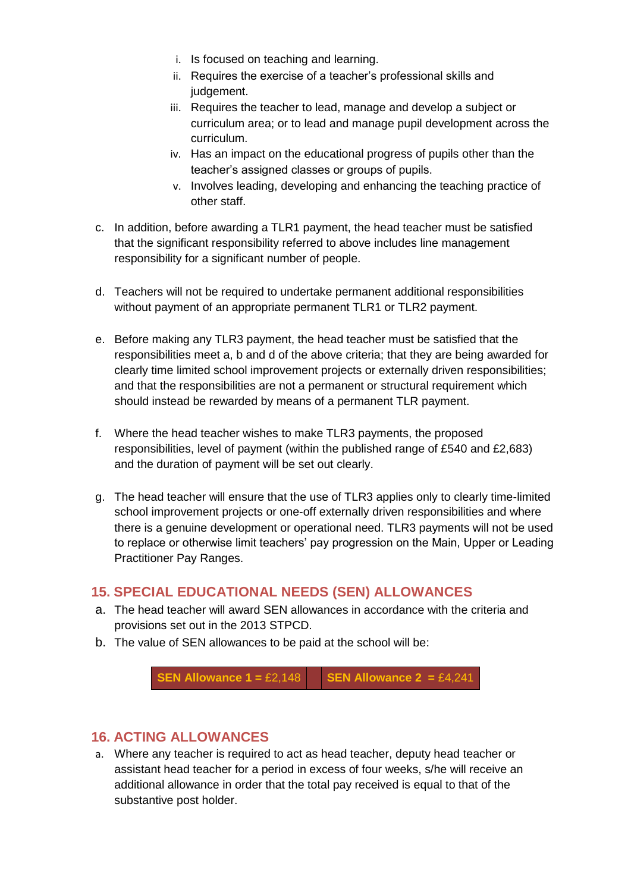i. Is focused on teaching and learning.
ii. Requires the exercise of a teacher's professional skills and judgement.
iii. Requires the teacher to lead, manage and develop a subject or curriculum area; or to lead and manage pupil development across the curriculum.
iv. Has an impact on the educational progress of pupils other than the teacher's assigned classes or groups of pupils.
v. Involves leading, developing and enhancing the teaching practice of other staff.

c. In addition, before awarding a TLR1 payment, the head teacher must be satisfied that the significant responsibility referred to above includes line management responsibility for a significant number of people.

d. Teachers will not be required to undertake permanent additional responsibilities without payment of an appropriate permanent TLR1 or TLR2 payment.

e. Before making any TLR3 payment, the head teacher must be satisfied that the responsibilities meet a, b and d of the above criteria; that they are being awarded for clearly time limited school improvement projects or externally driven responsibilities; and that the responsibilities are not a permanent or structural requirement which should instead be rewarded by means of a permanent TLR payment.

f. Where the head teacher wishes to make TLR3 payments, the proposed responsibilities, level of payment (within the published range of £540 and £2,683) and the duration of payment will be set out clearly.

g. The head teacher will ensure that the use of TLR3 applies only to clearly time-limited school improvement projects or one-off externally driven responsibilities and where there is a genuine development or operational need. TLR3 payments will not be used to replace or otherwise limit teachers' pay progression on the Main, Upper or Leading Practitioner Pay Ranges.

## 15. SPECIAL EDUCATIONAL NEEDS (SEN) ALLOWANCES

a. The head teacher will award SEN allowances in accordance with the criteria and provisions set out in the 2013 STPCD.
b. The value of SEN allowances to be paid at the school will be:

| | | |
|---|---|---|
| **SEN Allowance 1 =** £2,148 | | **SEN Allowance 2 =** £4,241 |

## 16. ACTING ALLOWANCES

a. Where any teacher is required to act as head teacher, deputy head teacher or assistant head teacher for a period in excess of four weeks, s/he will receive an additional allowance in order that the total pay received is equal to that of the substantive post holder.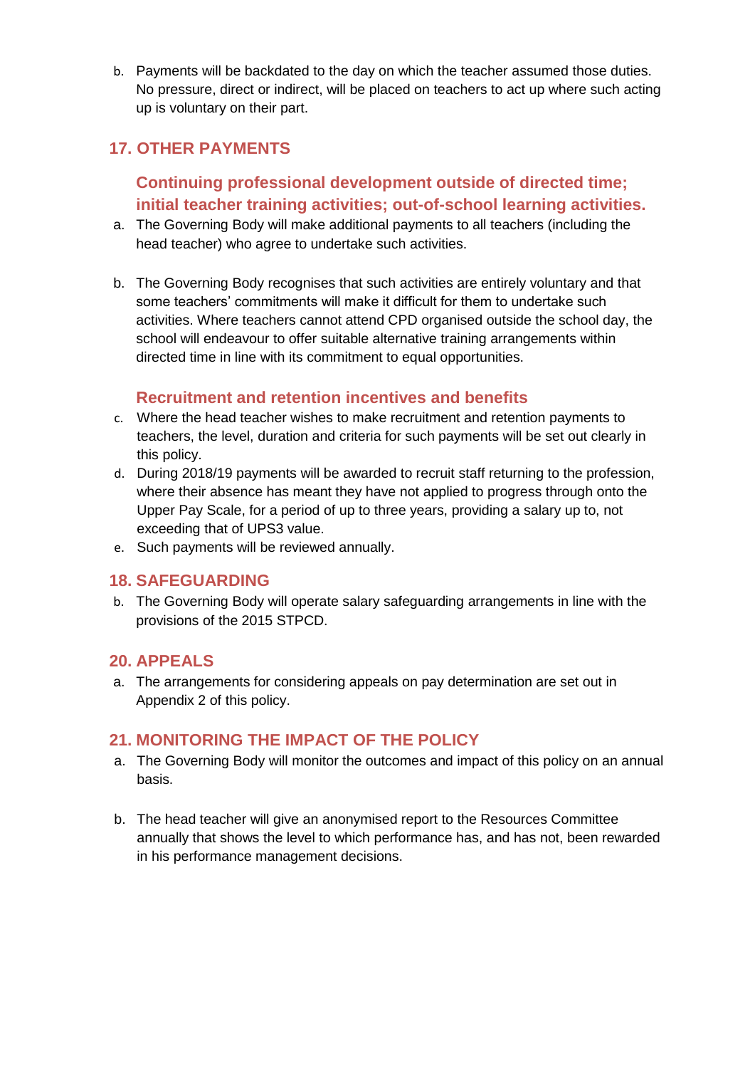b. Payments will be backdated to the day on which the teacher assumed those duties. No pressure, direct or indirect, will be placed on teachers to act up where such acting up is voluntary on their part.

## 17. OTHER PAYMENTS

### Continuing professional development outside of directed time; initial teacher training activities; out-of-school learning activities.

a. The Governing Body will make additional payments to all teachers (including the head teacher) who agree to undertake such activities.

b. The Governing Body recognises that such activities are entirely voluntary and that some teachers' commitments will make it difficult for them to undertake such activities. Where teachers cannot attend CPD organised outside the school day, the school will endeavour to offer suitable alternative training arrangements within directed time in line with its commitment to equal opportunities.

### Recruitment and retention incentives and benefits

c. Where the head teacher wishes to make recruitment and retention payments to teachers, the level, duration and criteria for such payments will be set out clearly in this policy.

d. During 2018/19 payments will be awarded to recruit staff returning to the profession, where their absence has meant they have not applied to progress through onto the Upper Pay Scale, for a period of up to three years, providing a salary up to, not exceeding that of UPS3 value.

e. Such payments will be reviewed annually.

## 18. SAFEGUARDING

b. The Governing Body will operate salary safeguarding arrangements in line with the provisions of the 2015 STPCD.

## 20. APPEALS

a. The arrangements for considering appeals on pay determination are set out in Appendix 2 of this policy.

## 21. MONITORING THE IMPACT OF THE POLICY

a. The Governing Body will monitor the outcomes and impact of this policy on an annual basis.

b. The head teacher will give an anonymised report to the Resources Committee annually that shows the level to which performance has, and has not, been rewarded in his performance management decisions.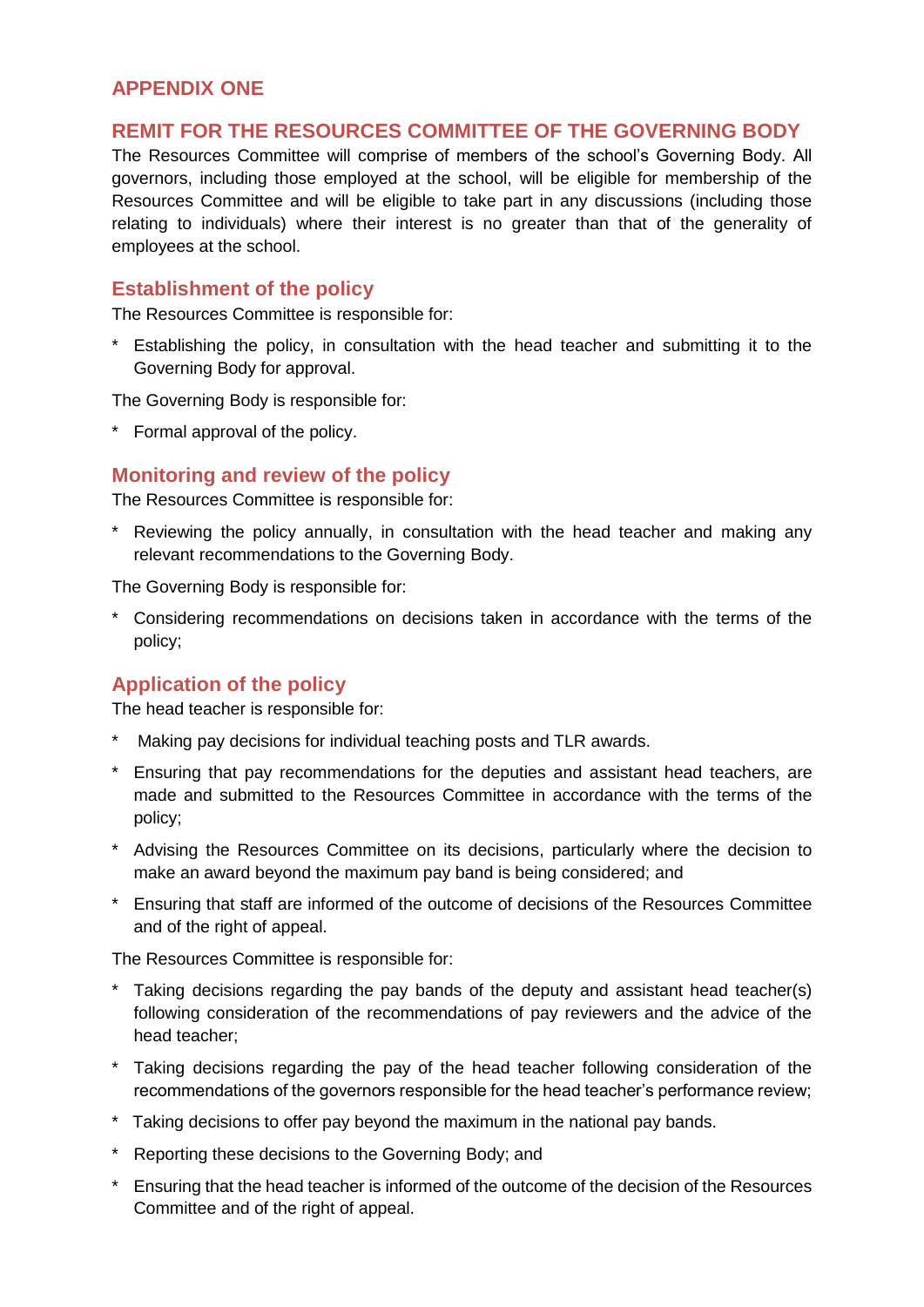## APPENDIX ONE

## REMIT FOR THE RESOURCES COMMITTEE OF THE GOVERNING BODY

The Resources Committee will comprise of members of the school's Governing Body. All governors, including those employed at the school, will be eligible for membership of the Resources Committee and will be eligible to take part in any discussions (including those relating to individuals) where their interest is no greater than that of the generality of employees at the school.

### Establishment of the policy

The Resources Committee is responsible for:

* Establishing the policy, in consultation with the head teacher and submitting it to the Governing Body for approval.

The Governing Body is responsible for:

* Formal approval of the policy.

### Monitoring and review of the policy

The Resources Committee is responsible for:

* Reviewing the policy annually, in consultation with the head teacher and making any relevant recommendations to the Governing Body.

The Governing Body is responsible for:

* Considering recommendations on decisions taken in accordance with the terms of the policy;

### Application of the policy

The head teacher is responsible for:

* Making pay decisions for individual teaching posts and TLR awards.
* Ensuring that pay recommendations for the deputies and assistant head teachers, are made and submitted to the Resources Committee in accordance with the terms of the policy;
* Advising the Resources Committee on its decisions, particularly where the decision to make an award beyond the maximum pay band is being considered; and
* Ensuring that staff are informed of the outcome of decisions of the Resources Committee and of the right of appeal.

The Resources Committee is responsible for:

* Taking decisions regarding the pay bands of the deputy and assistant head teacher(s) following consideration of the recommendations of pay reviewers and the advice of the head teacher;
* Taking decisions regarding the pay of the head teacher following consideration of the recommendations of the governors responsible for the head teacher's performance review;
* Taking decisions to offer pay beyond the maximum in the national pay bands.
* Reporting these decisions to the Governing Body; and
* Ensuring that the head teacher is informed of the outcome of the decision of the Resources Committee and of the right of appeal.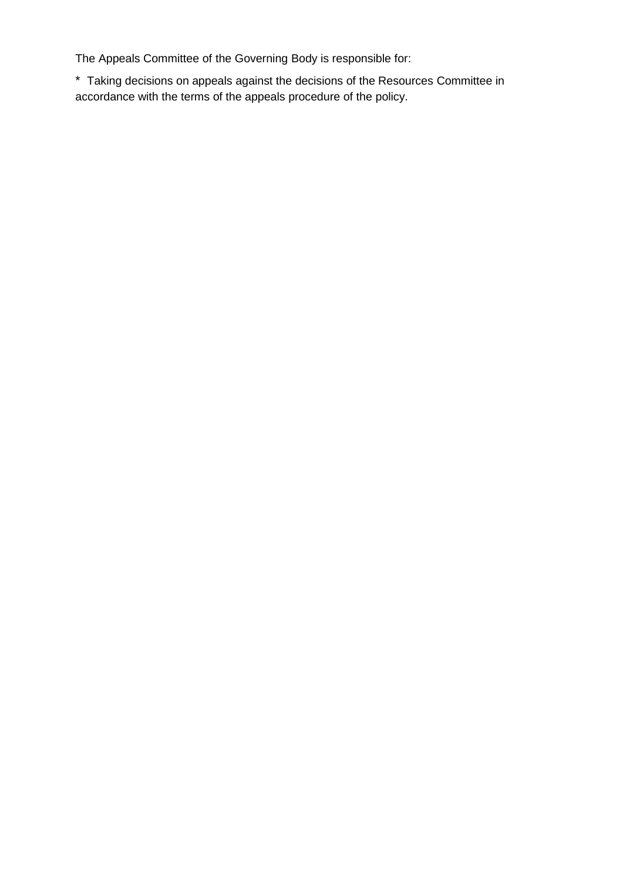The Appeals Committee of the Governing Body is responsible for:

* Taking decisions on appeals against the decisions of the Resources Committee in accordance with the terms of the appeals procedure of the policy.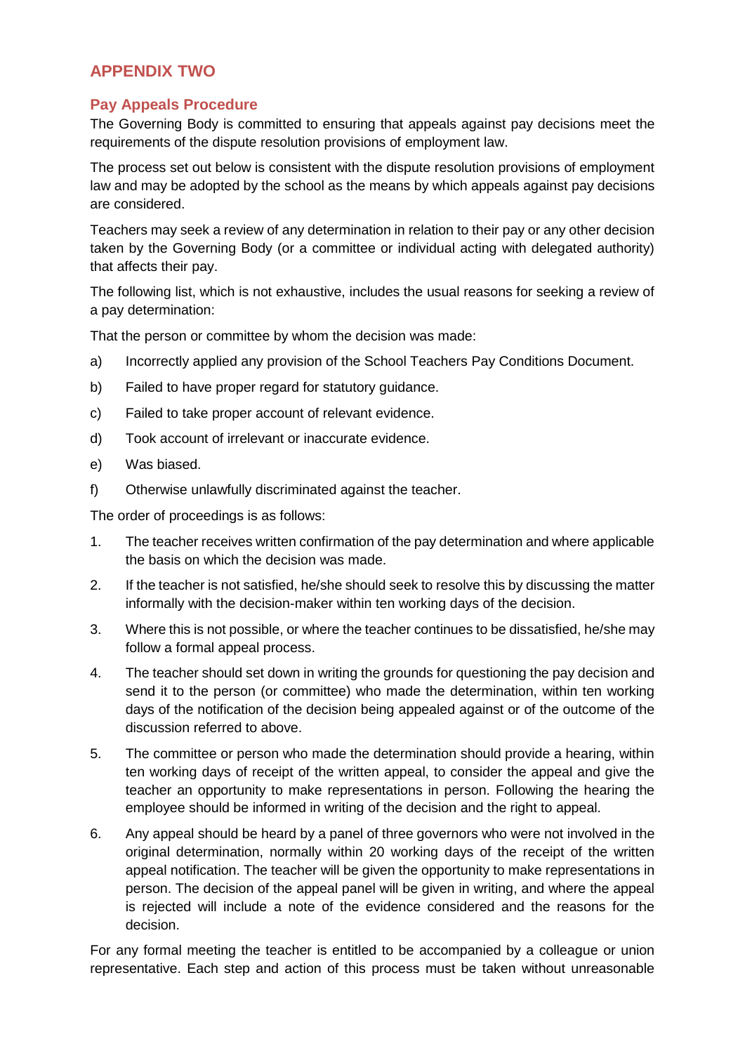## APPENDIX TWO

### Pay Appeals Procedure

The Governing Body is committed to ensuring that appeals against pay decisions meet the requirements of the dispute resolution provisions of employment law.

The process set out below is consistent with the dispute resolution provisions of employment law and may be adopted by the school as the means by which appeals against pay decisions are considered.

Teachers may seek a review of any determination in relation to their pay or any other decision taken by the Governing Body (or a committee or individual acting with delegated authority) that affects their pay.

The following list, which is not exhaustive, includes the usual reasons for seeking a review of a pay determination:

That the person or committee by whom the decision was made:

a) Incorrectly applied any provision of the School Teachers Pay Conditions Document.

b) Failed to have proper regard for statutory guidance.

c) Failed to take proper account of relevant evidence.

d) Took account of irrelevant or inaccurate evidence.

e) Was biased.

f) Otherwise unlawfully discriminated against the teacher.

The order of proceedings is as follows:

1. The teacher receives written confirmation of the pay determination and where applicable the basis on which the decision was made.
2. If the teacher is not satisfied, he/she should seek to resolve this by discussing the matter informally with the decision-maker within ten working days of the decision.
3. Where this is not possible, or where the teacher continues to be dissatisfied, he/she may follow a formal appeal process.
4. The teacher should set down in writing the grounds for questioning the pay decision and send it to the person (or committee) who made the determination, within ten working days of the notification of the decision being appealed against or of the outcome of the discussion referred to above.
5. The committee or person who made the determination should provide a hearing, within ten working days of receipt of the written appeal, to consider the appeal and give the teacher an opportunity to make representations in person. Following the hearing the employee should be informed in writing of the decision and the right to appeal.
6. Any appeal should be heard by a panel of three governors who were not involved in the original determination, normally within 20 working days of the receipt of the written appeal notification. The teacher will be given the opportunity to make representations in person. The decision of the appeal panel will be given in writing, and where the appeal is rejected will include a note of the evidence considered and the reasons for the decision.

For any formal meeting the teacher is entitled to be accompanied by a colleague or union representative. Each step and action of this process must be taken without unreasonable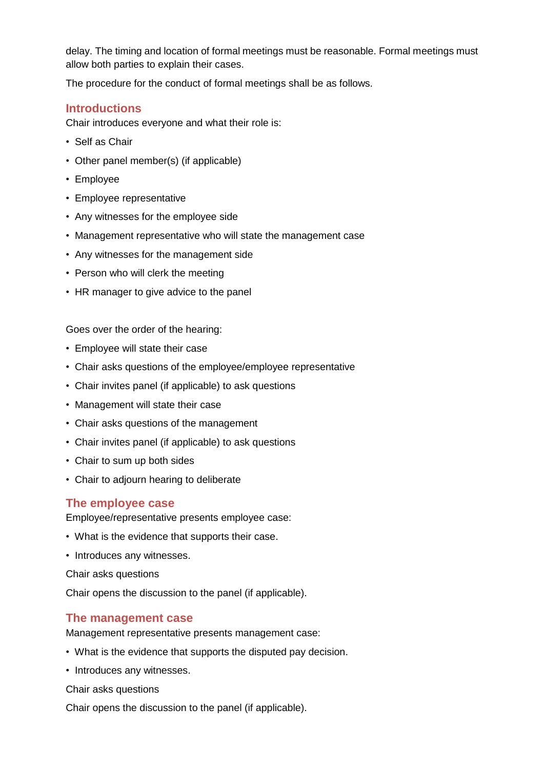delay. The timing and location of formal meetings must be reasonable. Formal meetings must allow both parties to explain their cases.

The procedure for the conduct of formal meetings shall be as follows.

## Introductions

Chair introduces everyone and what their role is:

- Self as Chair
- Other panel member(s) (if applicable)
- Employee
- Employee representative
- Any witnesses for the employee side
- Management representative who will state the management case
- Any witnesses for the management side
- Person who will clerk the meeting
- HR manager to give advice to the panel

Goes over the order of the hearing:

- Employee will state their case
- Chair asks questions of the employee/employee representative
- Chair invites panel (if applicable) to ask questions
- Management will state their case
- Chair asks questions of the management
- Chair invites panel (if applicable) to ask questions
- Chair to sum up both sides
- Chair to adjourn hearing to deliberate

## The employee case

Employee/representative presents employee case:

- What is the evidence that supports their case.
- Introduces any witnesses.

Chair asks questions

Chair opens the discussion to the panel (if applicable).

## The management case

Management representative presents management case:

- What is the evidence that supports the disputed pay decision.
- Introduces any witnesses.

Chair asks questions

Chair opens the discussion to the panel (if applicable).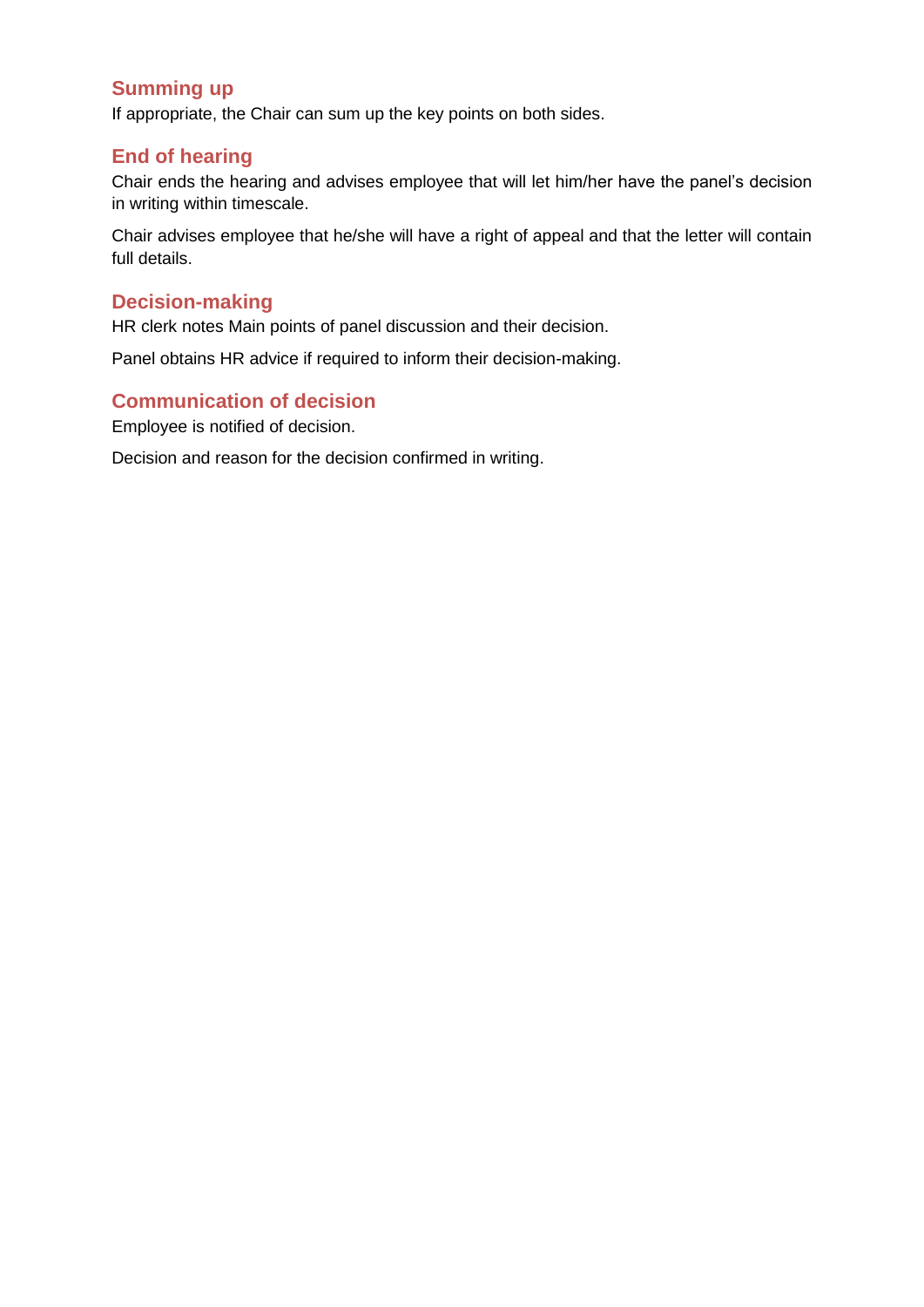### Summing up

If appropriate, the Chair can sum up the key points on both sides.

### End of hearing

Chair ends the hearing and advises employee that will let him/her have the panel's decision in writing within timescale.

Chair advises employee that he/she will have a right of appeal and that the letter will contain full details.

### Decision-making

HR clerk notes Main points of panel discussion and their decision.

Panel obtains HR advice if required to inform their decision-making.

### Communication of decision

Employee is notified of decision.

Decision and reason for the decision confirmed in writing.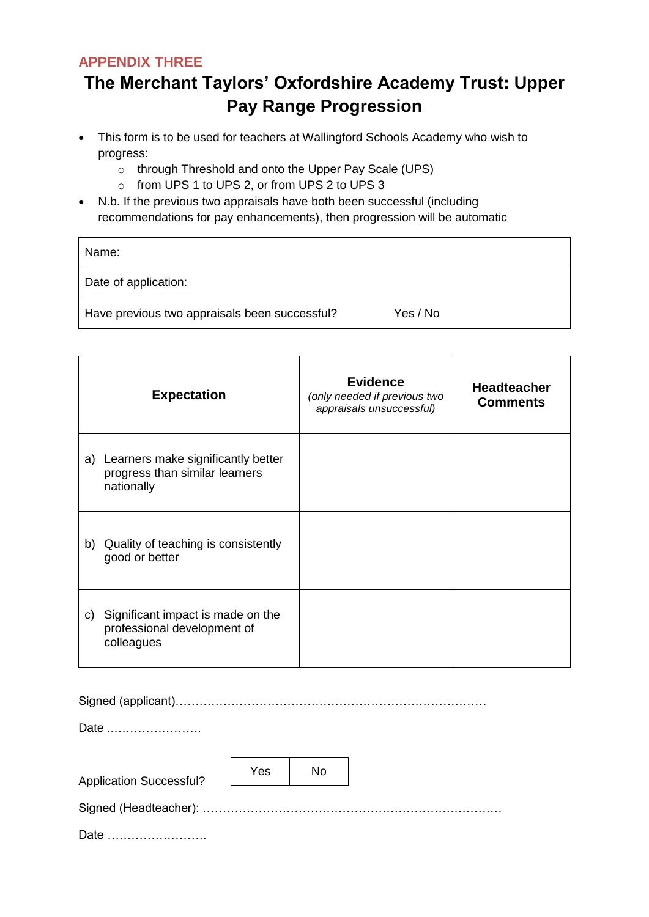APPENDIX THREE

# The Merchant Taylors' Oxfordshire Academy Trust: Upper Pay Range Progression

- This form is to be used for teachers at Wallingford Schools Academy who wish to progress:
  - through Threshold and onto the Upper Pay Scale (UPS)
  - from UPS 1 to UPS 2, or from UPS 2 to UPS 3
- N.b. If the previous two appraisals have both been successful (including recommendations for pay enhancements), then progression will be automatic

| | |
|---|---|
| Name: | |
| Date of application: | |
| Have previous two appraisals been successful? | Yes / No |

| **Expectation** | **Evidence** *(only needed if previous two appraisals unsuccessful)* | **Headteacher Comments** |
|---|---|---|
| a) Learners make significantly better progress than similar learners nationally | | |
| b) Quality of teaching is consistently good or better | | |
| c) Significant impact is made on the professional development of colleagues | | |

Signed (applicant)……………………………………………………………………

Date ..…………………….

Application Successful?

| Yes | No |
|---|---|

Signed (Headteacher): …………………………………………………………………

Date …………………….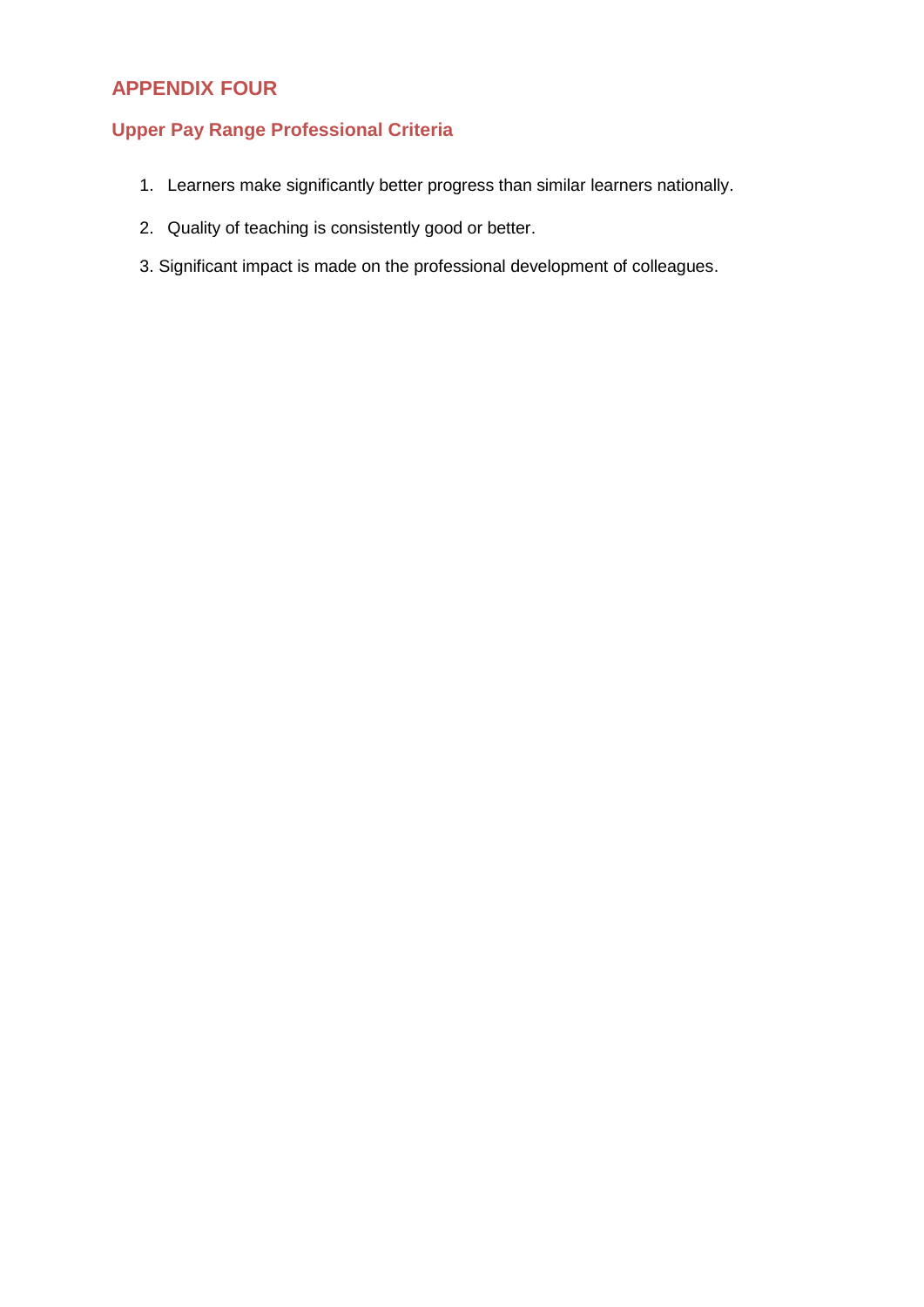## APPENDIX FOUR

### Upper Pay Range Professional Criteria

1. Learners make significantly better progress than similar learners nationally.
2. Quality of teaching is consistently good or better.
3. Significant impact is made on the professional development of colleagues.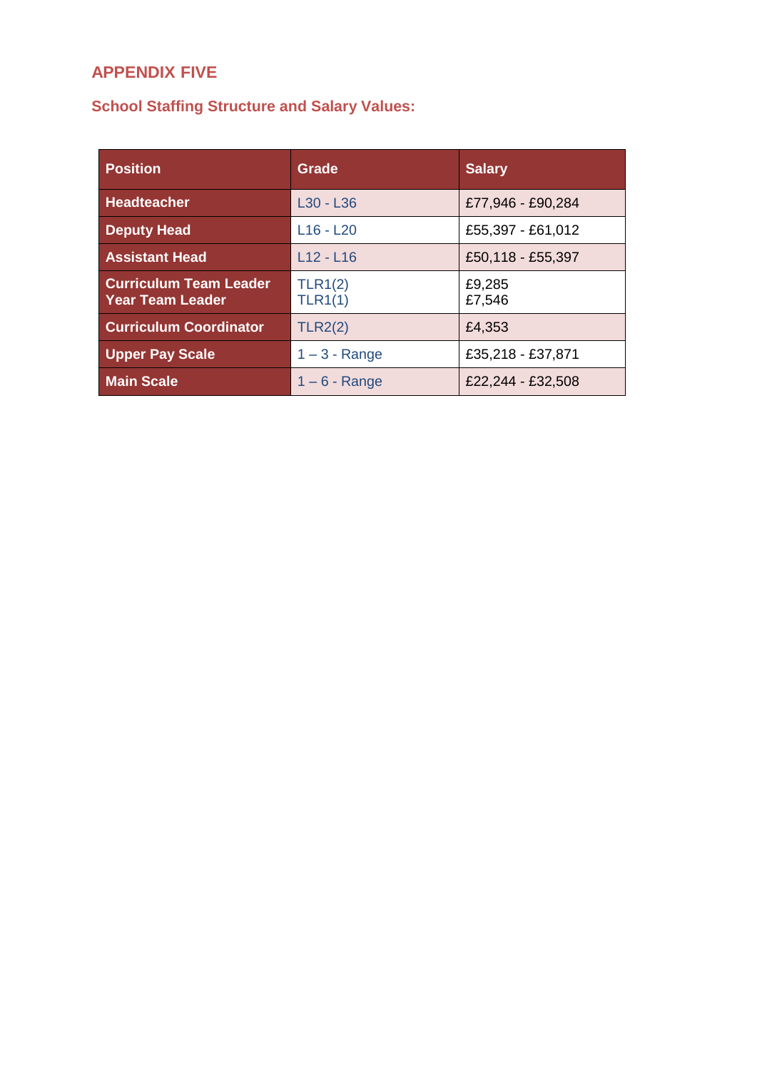## APPENDIX FIVE

### School Staffing Structure and Salary Values:

| Position | Grade | Salary |
|---|---|---|
| **Headteacher** | L30 - L36 | £77,946 - £90,284 |
| **Deputy Head** | L16 - L20 | £55,397 - £61,012 |
| **Assistant Head** | L12 - L16 | £50,118 - £55,397 |
| **Curriculum Team Leader**<br>**Year Team Leader** | TLR1(2)<br>TLR1(1) | £9,285<br>£7,546 |
| **Curriculum Coordinator** | TLR2(2) | £4,353 |
| **Upper Pay Scale** | 1 – 3 - Range | £35,218 - £37,871 |
| **Main Scale** | 1 – 6 - Range | £22,244 - £32,508 |